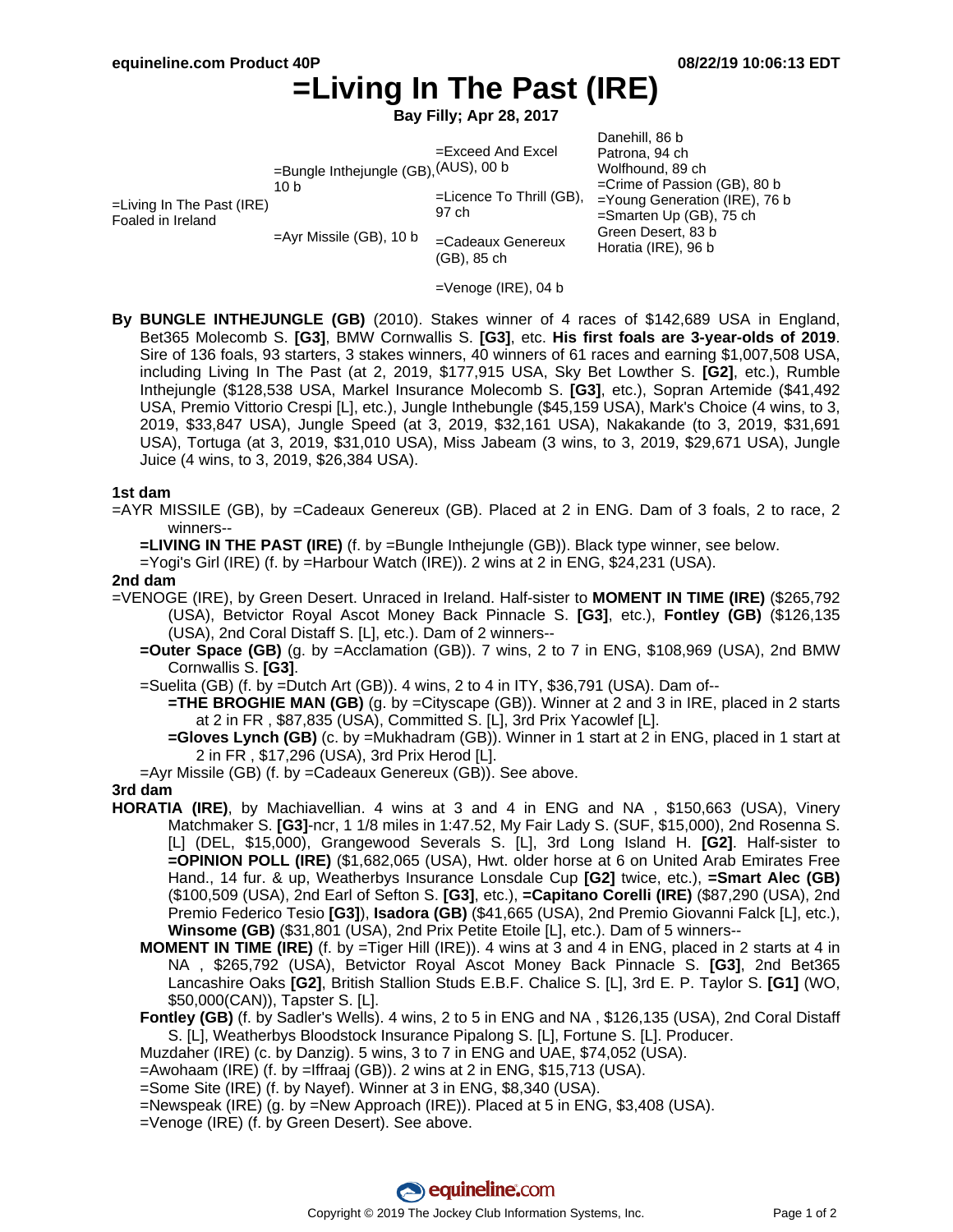# =Living In The Past (IRE)

**Bay Filly; Apr 28, 2017**

| | | | |
|---|---|---|---|
| =Living In The Past (IRE) Foaled in Ireland | =Bungle Inthejungle (GB), 10 b | =Exceed And Excel (AUS), 00 b | Danehill, 86 b |
| | | | Patrona, 94 ch |
| | | =Licence To Thrill (GB), 97 ch | Wolfhound, 89 ch |
| | | | =Crime of Passion (GB), 80 b |
| | =Ayr Missile (GB), 10 b | =Cadeaux Genereux (GB), 85 ch | =Young Generation (IRE), 76 b |
| | | | =Smarten Up (GB), 75 ch |
| | | =Venoge (IRE), 04 b | Green Desert, 83 b |
| | | | Horatia (IRE), 96 b |

**By BUNGLE INTHEJUNGLE (GB)** (2010). Stakes winner of 4 races of $142,689 USA in England, Bet365 Molecomb S. **[G3]**, BMW Cornwallis S. **[G3]**, etc. **His first foals are 3-year-olds of 2019**. Sire of 136 foals, 93 starters, 3 stakes winners, 40 winners of 61 races and earning $1,007,508 USA, including Living In The Past (at 2, 2019, $177,915 USA, Sky Bet Lowther S. **[G2]**, etc.), Rumble Inthejungle ($128,538 USA, Markel Insurance Molecomb S. **[G3]**, etc.), Sopran Artemide ($41,492 USA, Premio Vittorio Crespi [L], etc.), Jungle Inthebungle ($45,159 USA), Mark's Choice (4 wins, to 3, 2019, $33,847 USA), Jungle Speed (at 3, 2019, $32,161 USA), Nakakande (to 3, 2019, $31,691 USA), Tortuga (at 3, 2019, $31,010 USA), Miss Jabeam (3 wins, to 3, 2019, $29,671 USA), Jungle Juice (4 wins, to 3, 2019, $26,384 USA).

### 1st dam

=AYR MISSILE (GB), by =Cadeaux Genereux (GB). Placed at 2 in ENG. Dam of 3 foals, 2 to race, 2 winners--

**=LIVING IN THE PAST (IRE)** (f. by =Bungle Inthejungle (GB)). Black type winner, see below.

=Yogi's Girl (IRE) (f. by =Harbour Watch (IRE)). 2 wins at 2 in ENG, $24,231 (USA).

### 2nd dam

=VENOGE (IRE), by Green Desert. Unraced in Ireland. Half-sister to **MOMENT IN TIME (IRE)** ($265,792 (USA), Betvictor Royal Ascot Money Back Pinnacle S. **[G3]**, etc.), **Fontley (GB)** ($126,135 (USA), 2nd Coral Distaff S. [L], etc.). Dam of 2 winners--

**=Outer Space (GB)** (g. by =Acclamation (GB)). 7 wins, 2 to 7 in ENG, $108,969 (USA), 2nd BMW Cornwallis S. **[G3]**.

=Suelita (GB) (f. by =Dutch Art (GB)). 4 wins, 2 to 4 in ITY, $36,791 (USA). Dam of--

**=THE BROGHIE MAN (GB)** (g. by =Cityscape (GB)). Winner at 2 and 3 in IRE, placed in 2 starts at 2 in FR , $87,835 (USA), Committed S. [L], 3rd Prix Yacowlef [L].

**=Gloves Lynch (GB)** (c. by =Mukhadram (GB)). Winner in 1 start at 2 in ENG, placed in 1 start at 2 in FR , $17,296 (USA), 3rd Prix Herod [L].

=Ayr Missile (GB) (f. by =Cadeaux Genereux (GB)). See above.

### 3rd dam

**HORATIA (IRE)**, by Machiavellian. 4 wins at 3 and 4 in ENG and NA , $150,663 (USA), Vinery Matchmaker S. **[G3]**-ncr, 1 1/8 miles in 1:47.52, My Fair Lady S. (SUF, $15,000), 2nd Rosenna S. [L] (DEL, $15,000), Grangewood Severals S. [L], 3rd Long Island H. **[G2]**. Half-sister to **=OPINION POLL (IRE)** ($1,682,065 (USA), Hwt. older horse at 6 on United Arab Emirates Free Hand., 14 fur. & up, Weatherbys Insurance Lonsdale Cup **[G2]** twice, etc.), **=Smart Alec (GB)** ($100,509 (USA), 2nd Earl of Sefton S. **[G3]**, etc.), **=Capitano Corelli (IRE)** ($87,290 (USA), 2nd Premio Federico Tesio **[G3]**), **Isadora (GB)** ($41,665 (USA), 2nd Premio Giovanni Falck [L], etc.), **Winsome (GB)** ($31,801 (USA), 2nd Prix Petite Etoile [L], etc.). Dam of 5 winners--

**MOMENT IN TIME (IRE)** (f. by =Tiger Hill (IRE)). 4 wins at 3 and 4 in ENG, placed in 2 starts at 4 in NA , $265,792 (USA), Betvictor Royal Ascot Money Back Pinnacle S. **[G3]**, 2nd Bet365 Lancashire Oaks **[G2]**, British Stallion Studs E.B.F. Chalice S. [L], 3rd E. P. Taylor S. **[G1]** (WO, $50,000(CAN)), Tapster S. [L].

**Fontley (GB)** (f. by Sadler's Wells). 4 wins, 2 to 5 in ENG and NA , $126,135 (USA), 2nd Coral Distaff S. [L], Weatherbys Bloodstock Insurance Pipalong S. [L], Fortune S. [L]. Producer.

Muzdaher (IRE) (c. by Danzig). 5 wins, 3 to 7 in ENG and UAE, $74,052 (USA).

=Awohaam (IRE) (f. by =Iffraaj (GB)). 2 wins at 2 in ENG, $15,713 (USA).

=Some Site (IRE) (f. by Nayef). Winner at 3 in ENG, $8,340 (USA).

=Newspeak (IRE) (g. by =New Approach (IRE)). Placed at 5 in ENG, $3,408 (USA).

=Venoge (IRE) (f. by Green Desert). See above.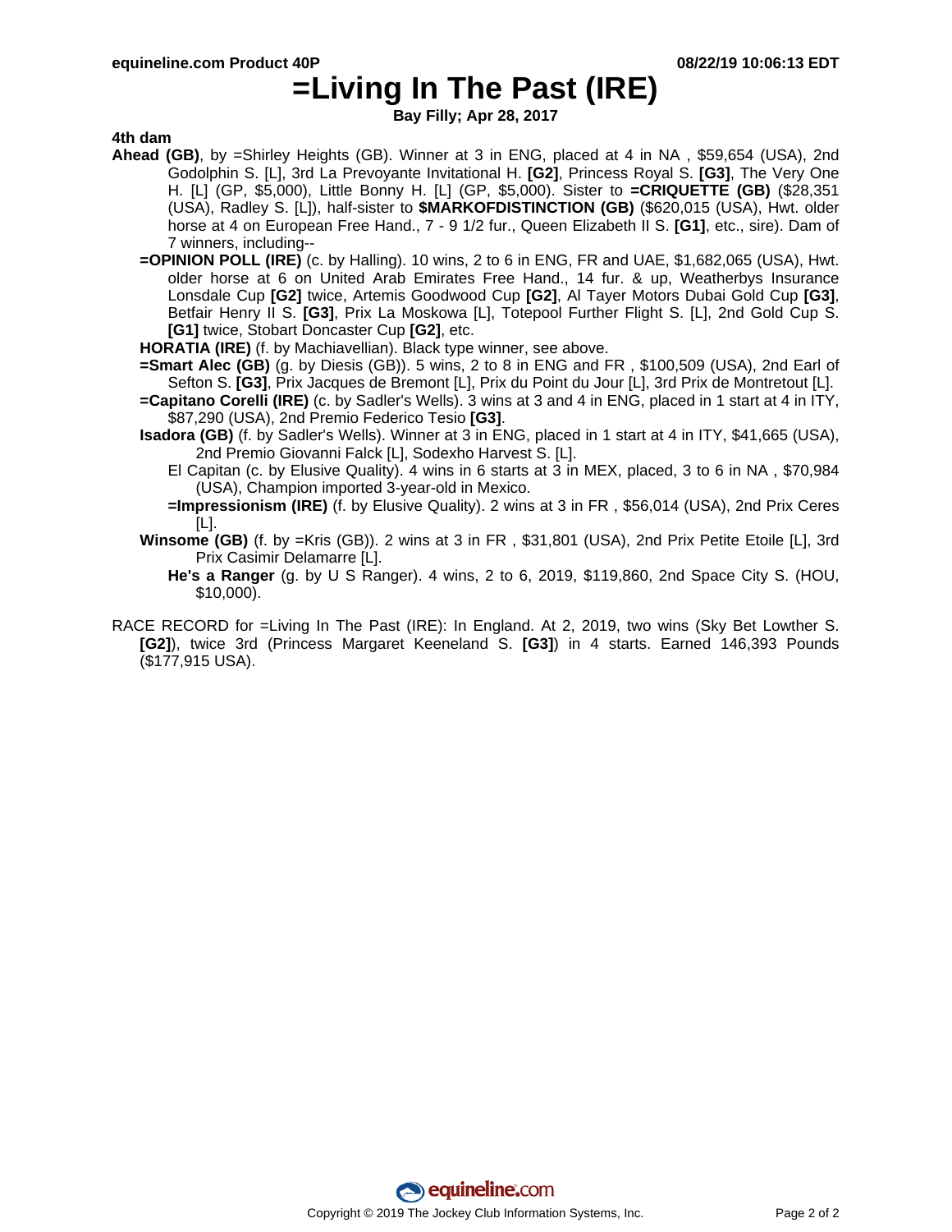# =Living In The Past (IRE)

**Bay Filly; Apr 28, 2017**

**4th dam**

**Ahead (GB)**, by =Shirley Heights (GB). Winner at 3 in ENG, placed at 4 in NA , $59,654 (USA), 2nd Godolphin S. [L], 3rd La Prevoyante Invitational H. **[G2]**, Princess Royal S. **[G3]**, The Very One H. [L] (GP, $5,000), Little Bonny H. [L] (GP, $5,000). Sister to **=CRIQUETTE (GB)** ($28,351 (USA), Radley S. [L]), half-sister to **$MARKOFDISTINCTION (GB)** ($620,015 (USA), Hwt. older horse at 4 on European Free Hand., 7 - 9 1/2 fur., Queen Elizabeth II S. **[G1]**, etc., sire). Dam of 7 winners, including--

- **=OPINION POLL (IRE)** (c. by Halling). 10 wins, 2 to 6 in ENG, FR and UAE, $1,682,065 (USA), Hwt. older horse at 6 on United Arab Emirates Free Hand., 14 fur. & up, Weatherbys Insurance Lonsdale Cup **[G2]** twice, Artemis Goodwood Cup **[G2]**, Al Tayer Motors Dubai Gold Cup **[G3]**, Betfair Henry II S. **[G3]**, Prix La Moskowa [L], Totepool Further Flight S. [L], 2nd Gold Cup S. **[G1]** twice, Stobart Doncaster Cup **[G2]**, etc.
- **HORATIA (IRE)** (f. by Machiavellian). Black type winner, see above.
- **=Smart Alec (GB)** (g. by Diesis (GB)). 5 wins, 2 to 8 in ENG and FR , $100,509 (USA), 2nd Earl of Sefton S. **[G3]**, Prix Jacques de Bremont [L], Prix du Point du Jour [L], 3rd Prix de Montretout [L].
- **=Capitano Corelli (IRE)** (c. by Sadler's Wells). 3 wins at 3 and 4 in ENG, placed in 1 start at 4 in ITY, $87,290 (USA), 2nd Premio Federico Tesio **[G3]**.
- **Isadora (GB)** (f. by Sadler's Wells). Winner at 3 in ENG, placed in 1 start at 4 in ITY, $41,665 (USA), 2nd Premio Giovanni Falck [L], Sodexho Harvest S. [L].
  - El Capitan (c. by Elusive Quality). 4 wins in 6 starts at 3 in MEX, placed, 3 to 6 in NA , $70,984 (USA), Champion imported 3-year-old in Mexico.
  - **=Impressionism (IRE)** (f. by Elusive Quality). 2 wins at 3 in FR , $56,014 (USA), 2nd Prix Ceres [L].
- **Winsome (GB)** (f. by =Kris (GB)). 2 wins at 3 in FR , $31,801 (USA), 2nd Prix Petite Etoile [L], 3rd Prix Casimir Delamarre [L].
  - **He's a Ranger** (g. by U S Ranger). 4 wins, 2 to 6, 2019, $119,860, 2nd Space City S. (HOU, $10,000).

RACE RECORD for =Living In The Past (IRE): In England. At 2, 2019, two wins (Sky Bet Lowther S. **[G2]**), twice 3rd (Princess Margaret Keeneland S. **[G3]**) in 4 starts. Earned 146,393 Pounds ($177,915 USA).